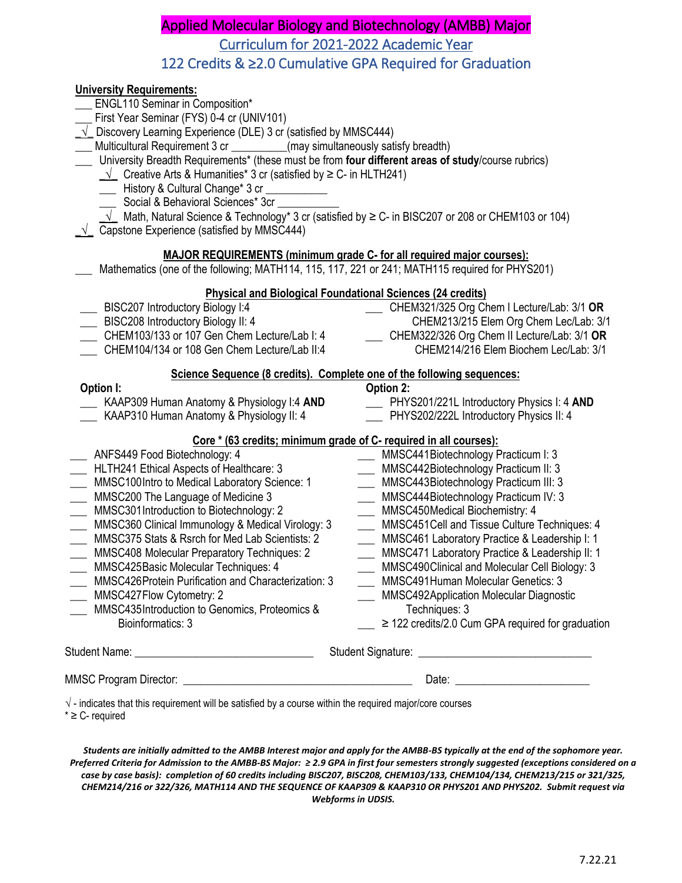# Applied Molecular Biology and Biotechnology (AMBB) Major

## Curriculum for 2021-2022 Academic Year

## 122 Credits & ≥2.0 Cumulative GPA Required for Graduation

**University Requirements:**

- ___ ENGL110 Seminar in Composition*
- ___ First Year Seminar (FYS) 0-4 cr (UNIV101)
- _√_ Discovery Learning Experience (DLE) 3 cr (satisfied by MMSC444)
- ___ Multicultural Requirement 3 cr __________(may simultaneously satisfy breadth)
- ___ University Breadth Requirements* (these must be from **four different areas of study**/course rubrics)
  - _√_ Creative Arts & Humanities* 3 cr (satisfied by ≥ C- in HLTH241)
  - ___ History & Cultural Change* 3 cr ___________
  - ___ Social & Behavioral Sciences* 3cr ___________
  - _√_ Math, Natural Science & Technology* 3 cr (satisfied by ≥ C- in BISC207 or 208 or CHEM103 or 104)
- _√_ Capstone Experience (satisfied by MMSC444)

### MAJOR REQUIREMENTS (minimum grade C- for all required major courses):

- ___ Mathematics (one of the following; MATH114, 115, 117, 221 or 241; MATH115 required for PHYS201)

### Physical and Biological Foundational Sciences (24 credits)

- ___ BISC207 Introductory Biology I:4
- ___ BISC208 Introductory Biology II: 4
- ___ CHEM103/133 or 107 Gen Chem Lecture/Lab I: 4
- ___ CHEM104/134 or 108 Gen Chem Lecture/Lab II:4
- ___ CHEM321/325 Org Chem I Lecture/Lab: 3/1 **OR** CHEM213/215 Elem Org Chem Lec/Lab: 3/1
- ___ CHEM322/326 Org Chem II Lecture/Lab: 3/1 **OR** CHEM214/216 Elem Biochem Lec/Lab: 3/1

### Science Sequence (8 credits). Complete one of the following sequences:

**Option I:**

- ___ KAAP309 Human Anatomy & Physiology I:4 **AND**
- ___ KAAP310 Human Anatomy & Physiology II: 4

**Option 2:**

- ___ PHYS201/221L Introductory Physics I: 4 **AND**
- ___ PHYS202/222L Introductory Physics II: 4

### Core * (63 credits; minimum grade of C- required in all courses):

- ___ ANFS449 Food Biotechnology: 4
- ___ HLTH241 Ethical Aspects of Healthcare: 3
- ___ MMSC100Intro to Medical Laboratory Science: 1
- ___ MMSC200 The Language of Medicine 3
- ___ MMSC301Introduction to Biotechnology: 2
- ___ MMSC360 Clinical Immunology & Medical Virology: 3
- ___ MMSC375 Stats & Rsrch for Med Lab Scientists: 2
- ___ MMSC408 Molecular Preparatory Techniques: 2
- ___ MMSC425Basic Molecular Techniques: 4
- ___ MMSC426Protein Purification and Characterization: 3
- ___ MMSC427Flow Cytometry: 2
- ___ MMSC435Introduction to Genomics, Proteomics & Bioinformatics: 3
- ___ MMSC441Biotechnology Practicum I: 3
- ___ MMSC442Biotechnology Practicum II: 3
- ___ MMSC443Biotechnology Practicum III: 3
- ___ MMSC444Biotechnology Practicum IV: 3
- ___ MMSC450Medical Biochemistry: 4
- ___ MMSC451Cell and Tissue Culture Techniques: 4
- ___ MMSC461 Laboratory Practice & Leadership I: 1
- ___ MMSC471 Laboratory Practice & Leadership II: 1
- ___ MMSC490Clinical and Molecular Cell Biology: 3
- ___ MMSC491Human Molecular Genetics: 3
- ___ MMSC492Application Molecular Diagnostic Techniques: 3
- ___ ≥ 122 credits/2.0 Cum GPA required for graduation

Student Name: ______________________________ Student Signature: ______________________________

MMSC Program Director: ______________________________________ Date: _______________________

√ - indicates that this requirement will be satisfied by a course within the required major/core courses
* ≥ C- required

***Students are initially admitted to the AMBB Interest major and apply for the AMBB-BS typically at the end of the sophomore year. Preferred Criteria for Admission to the AMBB-BS Major: ≥ 2.9 GPA in first four semesters strongly suggested (exceptions considered on a case by case basis): completion of 60 credits including BISC207, BISC208, CHEM103/133, CHEM104/134, CHEM213/215 or 321/325, CHEM214/216 or 322/326, MATH114 AND THE SEQUENCE OF KAAP309 & KAAP310 OR PHYS201 AND PHYS202. Submit request via Webforms in UDSIS.***

7.22.21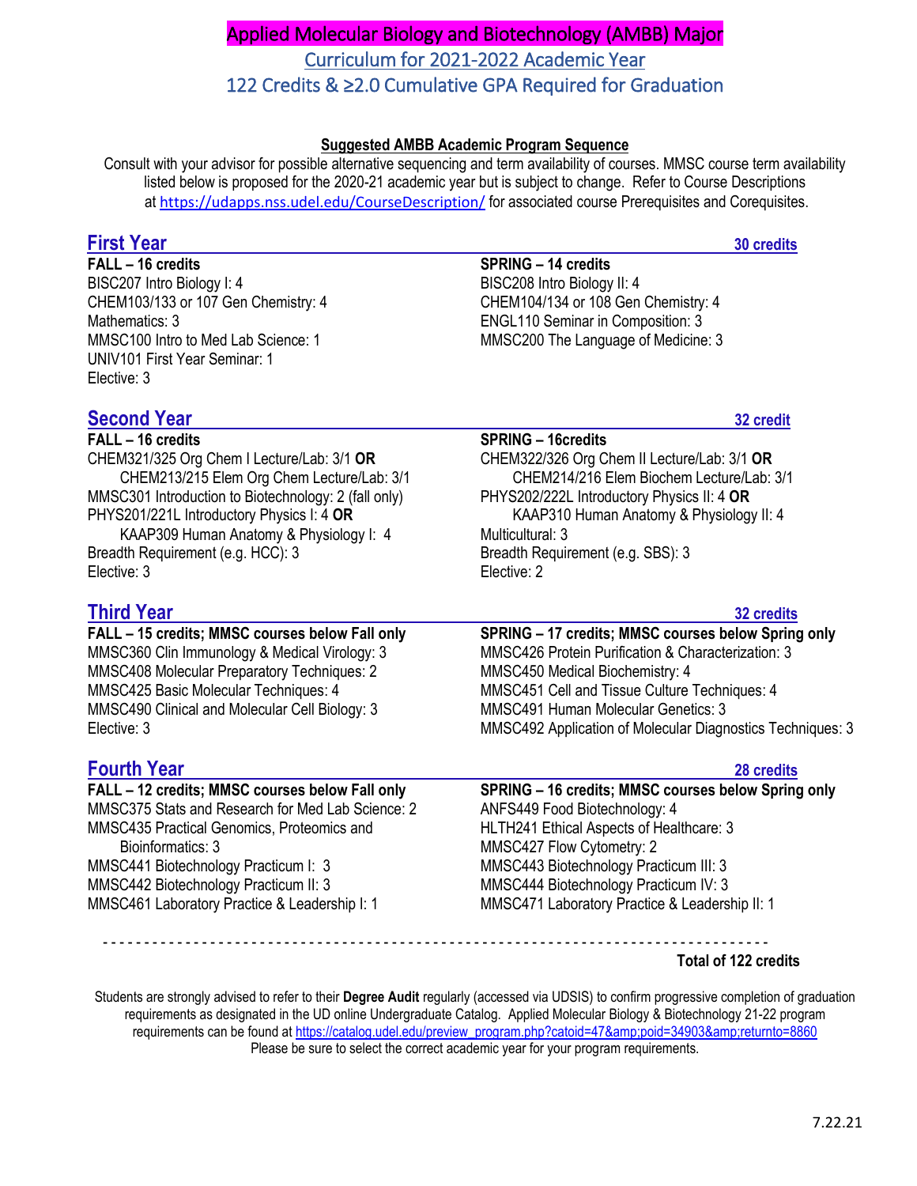# Applied Molecular Biology and Biotechnology (AMBB) Major

## Curriculum for 2021-2022 Academic Year

## 122 Credits & ≥2.0 Cumulative GPA Required for Graduation

**Suggested AMBB Academic Program Sequence**

Consult with your advisor for possible alternative sequencing and term availability of courses. MMSC course term availability listed below is proposed for the 2020-21 academic year but is subject to change. Refer to Course Descriptions at https://udapps.nss.udel.edu/CourseDescription/ for associated course Prerequisites and Corequisites.

### First Year — 30 credits

**FALL – 16 credits**
- BISC207 Intro Biology I: 4
- CHEM103/133 or 107 Gen Chemistry: 4
- Mathematics: 3
- MMSC100 Intro to Med Lab Science: 1
- UNIV101 First Year Seminar: 1
- Elective: 3

**SPRING – 14 credits**
- BISC208 Intro Biology II: 4
- CHEM104/134 or 108 Gen Chemistry: 4
- ENGL110 Seminar in Composition: 3
- MMSC200 The Language of Medicine: 3

### Second Year — 32 credit

**FALL – 16 credits**
- CHEM321/325 Org Chem I Lecture/Lab: 3/1 **OR** CHEM213/215 Elem Org Chem Lecture/Lab: 3/1
- MMSC301 Introduction to Biotechnology: 2 (fall only)
- PHYS201/221L Introductory Physics I: 4 **OR** KAAP309 Human Anatomy & Physiology I: 4
- Breadth Requirement (e.g. HCC): 3
- Elective: 3

**SPRING – 16credits**
- CHEM322/326 Org Chem II Lecture/Lab: 3/1 **OR** CHEM214/216 Elem Biochem Lecture/Lab: 3/1
- PHYS202/222L Introductory Physics II: 4 **OR** KAAP310 Human Anatomy & Physiology II: 4
- Multicultural: 3
- Breadth Requirement (e.g. SBS): 3
- Elective: 2

### Third Year — 32 credits

**FALL – 15 credits; MMSC courses below Fall only**
- MMSC360 Clin Immunology & Medical Virology: 3
- MMSC408 Molecular Preparatory Techniques: 2
- MMSC425 Basic Molecular Techniques: 4
- MMSC490 Clinical and Molecular Cell Biology: 3
- Elective: 3

**SPRING – 17 credits; MMSC courses below Spring only**
- MMSC426 Protein Purification & Characterization: 3
- MMSC450 Medical Biochemistry: 4
- MMSC451 Cell and Tissue Culture Techniques: 4
- MMSC491 Human Molecular Genetics: 3
- MMSC492 Application of Molecular Diagnostics Techniques: 3

### Fourth Year — 28 credits

**FALL – 12 credits; MMSC courses below Fall only**
- MMSC375 Stats and Research for Med Lab Science: 2
- MMSC435 Practical Genomics, Proteomics and Bioinformatics: 3
- MMSC441 Biotechnology Practicum I: 3
- MMSC442 Biotechnology Practicum II: 3
- MMSC461 Laboratory Practice & Leadership I: 1

**SPRING – 16 credits; MMSC courses below Spring only**
- ANFS449 Food Biotechnology: 4
- HLTH241 Ethical Aspects of Healthcare: 3
- MMSC427 Flow Cytometry: 2
- MMSC443 Biotechnology Practicum III: 3
- MMSC444 Biotechnology Practicum IV: 3
- MMSC471 Laboratory Practice & Leadership II: 1

---

**Total of 122 credits**

Students are strongly advised to refer to their **Degree Audit** regularly (accessed via UDSIS) to confirm progressive completion of graduation requirements as designated in the UD online Undergraduate Catalog. Applied Molecular Biology & Biotechnology 21-22 program requirements can be found at https://catalog.udel.edu/preview_program.php?catoid=47&amp;poid=34903&amp;returnto=8860
Please be sure to select the correct academic year for your program requirements.

7.22.21